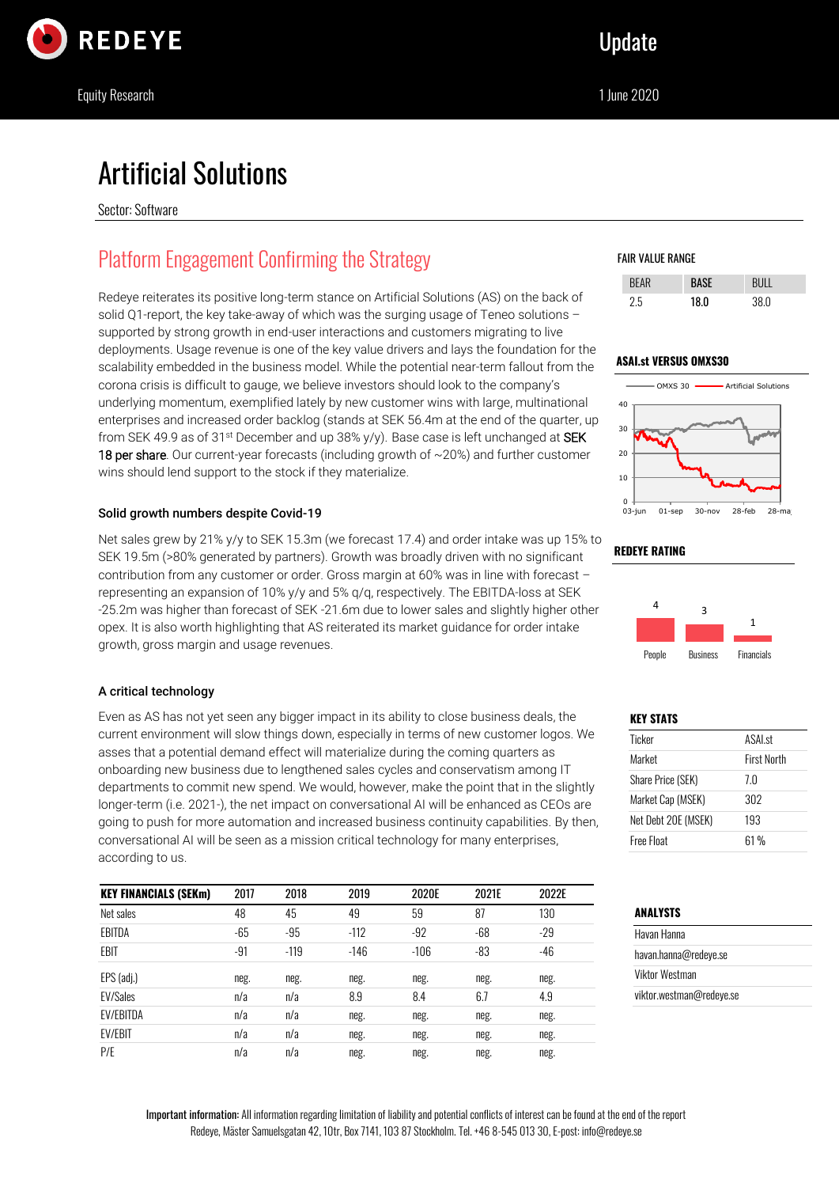REDEYE

Equity Research

Update

1 June 2020

# Artificial Solutions

Sector: Software

## Platform Engagement Confirming the Strategy

Redeye reiterates its positive long-term stance on Artificial Solutions (AS) on the back of solid Q1-report, the key take-away of which was the surging usage of Teneo solutions – supported by strong growth in end-user interactions and customers migrating to live deployments. Usage revenue is one of the key value drivers and lays the foundation for the scalability embedded in the business model. While the potential near-term fallout from the corona crisis is difficult to gauge, we believe investors should look to the company's underlying momentum, exemplified lately by new customer wins with large, multinational enterprises and increased order backlog (stands at SEK 56.4m at the end of the quarter, up from SEK 49.9 as of 31st December and up 38% y/y). Base case is left unchanged at SEK 18 per share. Our current-year forecasts (including growth of ~20%) and further customer wins should lend support to the stock if they materialize.

### Solid growth numbers despite Covid-19

Net sales grew by 21% y/y to SEK 15.3m (we forecast 17.4) and order intake was up 15% to SEK 19.5m (>80% generated by partners). Growth was broadly driven with no significant contribution from any customer or order. Gross margin at 60% was in line with forecast – representing an expansion of 10% y/y and 5% q/q, respectively. The EBITDA-loss at SEK -25.2m was higher than forecast of SEK -21.6m due to lower sales and slightly higher other opex. It is also worth highlighting that AS reiterated its market guidance for order intake growth, gross margin and usage revenues.

### A critical technology

Even as AS has not yet seen any bigger impact in its ability to close business deals, the current environment will slow things down, especially in terms of new customer logos. We asses that a potential demand effect will materialize during the coming quarters as onboarding new business due to lengthened sales cycles and conservatism among IT departments to commit new spend. We would, however, make the point that in the slightly longer-term (i.e. 2021-), the net impact on conversational AI will be enhanced as CEOs are going to push for more automation and increased business continuity capabilities. By then, conversational AI will be seen as a mission critical technology for many enterprises, according to us.

| KEY FINANCIALS (SEKm) | 2017 | 2018 | 2019 | 2020E | 2021E | 2022E |
|---|---|---|---|---|---|---|
| Net sales | 48 | 45 | 49 | 59 | 87 | 130 |
| EBITDA | -65 | -95 | -112 | -92 | -68 | -29 |
| EBIT | -91 | -119 | -146 | -106 | -83 | -46 |
| EPS (adj.) | neg. | neg. | neg. | neg. | neg. | neg. |
| EV/Sales | n/a | n/a | 8.9 | 8.4 | 6.7 | 4.9 |
| EV/EBITDA | n/a | n/a | neg. | neg. | neg. | neg. |
| EV/EBIT | n/a | n/a | neg. | neg. | neg. | neg. |
| P/E | n/a | n/a | neg. | neg. | neg. | neg. |

**FAIR VALUE RANGE**

| BEAR | BASE | BULL |
|---|---|---|
| 2.5 | 18.0 | 38.0 |

**ASAI.st VERSUS OMXS30**

**REDEYE RATING**

| People | Business | Financials |
|---|---|---|
| 4 | 3 | 1 |

**KEY STATS**

| | |
|---|---|
| Ticker | ASAI.st |
| Market | First North |
| Share Price (SEK) | 7.0 |
| Market Cap (MSEK) | 302 |
| Net Debt 20E (MSEK) | 193 |
| Free Float | 61 % |

**ANALYSTS**

Havan Hanna
havan.hanna@redeye.se
Viktor Westman
viktor.westman@redeye.se

**Important information:** All information regarding limitation of liability and potential conflicts of interest can be found at the end of the report
Redeye, Mäster Samuelsgatan 42, 10tr, Box 7141, 103 87 Stockholm. Tel. +46 8-545 013 30, E-post: info@redeye.se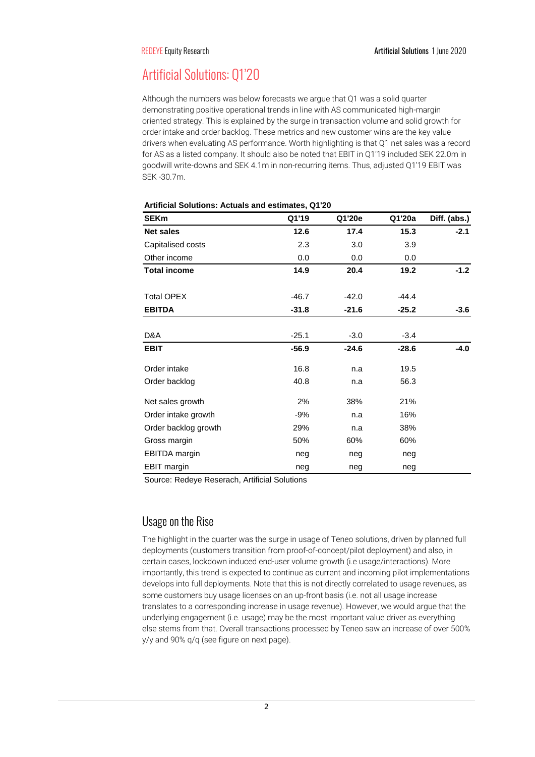## Artificial Solutions: Q1'20

Although the numbers was below forecasts we argue that Q1 was a solid quarter demonstrating positive operational trends in line with AS communicated high-margin oriented strategy. This is explained by the surge in transaction volume and solid growth for order intake and order backlog. These metrics and new customer wins are the key value drivers when evaluating AS performance. Worth highlighting is that Q1 net sales was a record for AS as a listed company. It should also be noted that EBIT in Q1'19 included SEK 22.0m in goodwill write-downs and SEK 4.1m in non-recurring items. Thus, adjusted Q1'19 EBIT was SEK -30.7m.

**Artificial Solutions: Actuals and estimates, Q1'20**

| SEKm | Q1'19 | Q1'20e | Q1'20a | Diff. (abs.) |
|---|---|---|---|---|
| **Net sales** | **12.6** | **17.4** | **15.3** | **-2.1** |
| Capitalised costs | 2.3 | 3.0 | 3.9 | |
| Other income | 0.0 | 0.0 | 0.0 | |
| **Total income** | **14.9** | **20.4** | **19.2** | **-1.2** |
| | | | | |
| Total OPEX | -46.7 | -42.0 | -44.4 | |
| **EBITDA** | **-31.8** | **-21.6** | **-25.2** | **-3.6** |
| | | | | |
| D&A | -25.1 | -3.0 | -3.4 | |
| **EBIT** | **-56.9** | **-24.6** | **-28.6** | **-4.0** |
| | | | | |
| Order intake | 16.8 | n.a | 19.5 | |
| Order backlog | 40.8 | n.a | 56.3 | |
| | | | | |
| Net sales growth | 2% | 38% | 21% | |
| Order intake growth | -9% | n.a | 16% | |
| Order backlog growth | 29% | n.a | 38% | |
| Gross margin | 50% | 60% | 60% | |
| EBITDA margin | neg | neg | neg | |
| EBIT margin | neg | neg | neg | |

Source: Redeye Reserach, Artificial Solutions

### Usage on the Rise

The highlight in the quarter was the surge in usage of Teneo solutions, driven by planned full deployments (customers transition from proof-of-concept/pilot deployment) and also, in certain cases, lockdown induced end-user volume growth (i.e usage/interactions). More importantly, this trend is expected to continue as current and incoming pilot implementations develops into full deployments. Note that this is not directly correlated to usage revenues, as some customers buy usage licenses on an up-front basis (i.e. not all usage increase translates to a corresponding increase in usage revenue). However, we would argue that the underlying engagement (i.e. usage) may be the most important value driver as everything else stems from that. Overall transactions processed by Teneo saw an increase of over 500% y/y and 90% q/q (see figure on next page).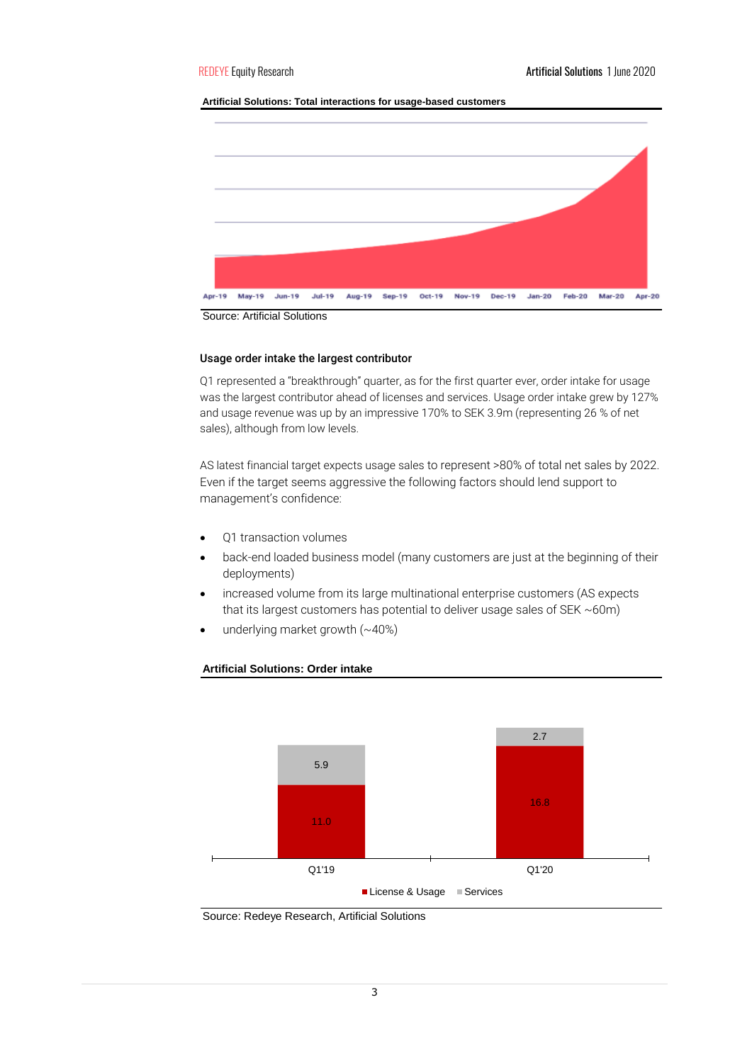**Artificial Solutions: Total interactions for usage-based customers**

Source: Artificial Solutions

### Usage order intake the largest contributor

Q1 represented a "breakthrough" quarter, as for the first quarter ever, order intake for usage was the largest contributor ahead of licenses and services. Usage order intake grew by 127% and usage revenue was up by an impressive 170% to SEK 3.9m (representing 26 % of net sales), although from low levels.

AS latest financial target expects usage sales to represent >80% of total net sales by 2022. Even if the target seems aggressive the following factors should lend support to management's confidence:

- Q1 transaction volumes
- back-end loaded business model (many customers are just at the beginning of their deployments)
- increased volume from its large multinational enterprise customers (AS expects that its largest customers has potential to deliver usage sales of SEK ~60m)
- underlying market growth (~40%)

**Artificial Solutions: Order intake**

| | Q1'19 | Q1'20 |
|---|---|---|
| License & Usage | 11.0 | 16.8 |
| Services | 5.9 | 2.7 |

Source: Redeye Research, Artificial Solutions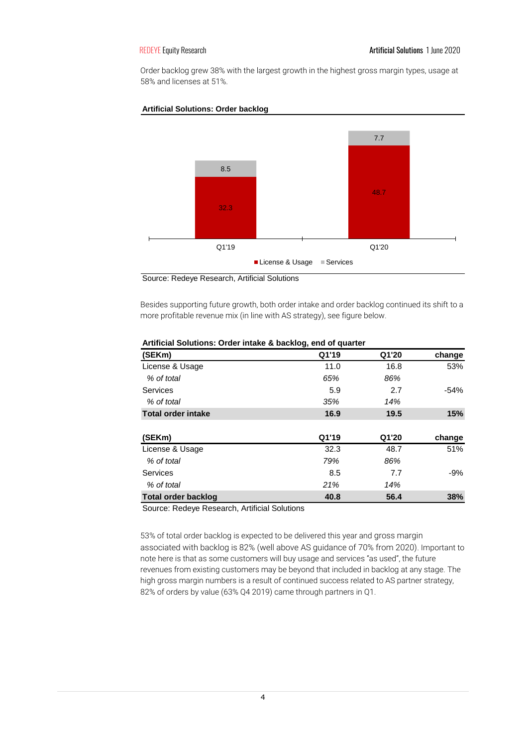Order backlog grew 38% with the largest growth in the highest gross margin types, usage at 58% and licenses at 51%.

**Artificial Solutions: Order backlog**

| | Q1'19 | Q1'20 |
|---|---|---|
| License & Usage | 32.3 | 48.7 |
| Services | 8.5 | 7.7 |

Source: Redeye Research, Artificial Solutions

Besides supporting future growth, both order intake and order backlog continued its shift to a more profitable revenue mix (in line with AS strategy), see figure below.

**Artificial Solutions: Order intake & backlog, end of quarter**

| (SEKm) | Q1'19 | Q1'20 | change |
|---|---|---|---|
| License & Usage | 11.0 | 16.8 | 53% |
| *% of total* | *65%* | *86%* | |
| Services | 5.9 | 2.7 | -54% |
| *% of total* | *35%* | *14%* | |
| **Total order intake** | **16.9** | **19.5** | **15%** |
| | | | |
| **(SEKm)** | **Q1'19** | **Q1'20** | **change** |
| License & Usage | 32.3 | 48.7 | 51% |
| *% of total* | *79%* | *86%* | |
| Services | 8.5 | 7.7 | -9% |
| *% of total* | *21%* | *14%* | |
| **Total order backlog** | **40.8** | **56.4** | **38%** |

Source: Redeye Research, Artificial Solutions

53% of total order backlog is expected to be delivered this year and gross margin associated with backlog is 82% (well above AS guidance of 70% from 2020). Important to note here is that as some customers will buy usage and services "as used", the future revenues from existing customers may be beyond that included in backlog at any stage. The high gross margin numbers is a result of continued success related to AS partner strategy, 82% of orders by value (63% Q4 2019) came through partners in Q1.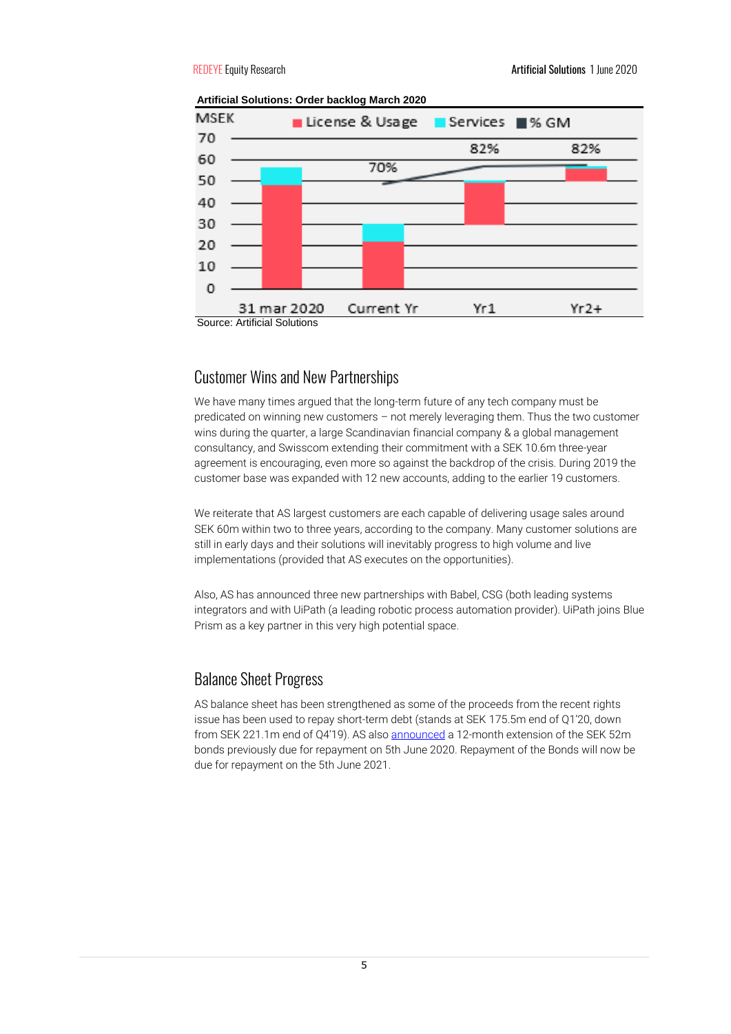**Artificial Solutions: Order backlog March 2020**

Source: Artificial Solutions

## Customer Wins and New Partnerships

We have many times argued that the long-term future of any tech company must be predicated on winning new customers – not merely leveraging them. Thus the two customer wins during the quarter, a large Scandinavian financial company & a global management consultancy, and Swisscom extending their commitment with a SEK 10.6m three-year agreement is encouraging, even more so against the backdrop of the crisis. During 2019 the customer base was expanded with 12 new accounts, adding to the earlier 19 customers.

We reiterate that AS largest customers are each capable of delivering usage sales around SEK 60m within two to three years, according to the company. Many customer solutions are still in early days and their solutions will inevitably progress to high volume and live implementations (provided that AS executes on the opportunities).

Also, AS has announced three new partnerships with Babel, CSG (both leading systems integrators and with UiPath (a leading robotic process automation provider). UiPath joins Blue Prism as a key partner in this very high potential space.

## Balance Sheet Progress

AS balance sheet has been strengthened as some of the proceeds from the recent rights issue has been used to repay short-term debt (stands at SEK 175.5m end of Q1'20, down from SEK 221.1m end of Q4'19). AS also announced a 12-month extension of the SEK 52m bonds previously due for repayment on 5th June 2020. Repayment of the Bonds will now be due for repayment on the 5th June 2021.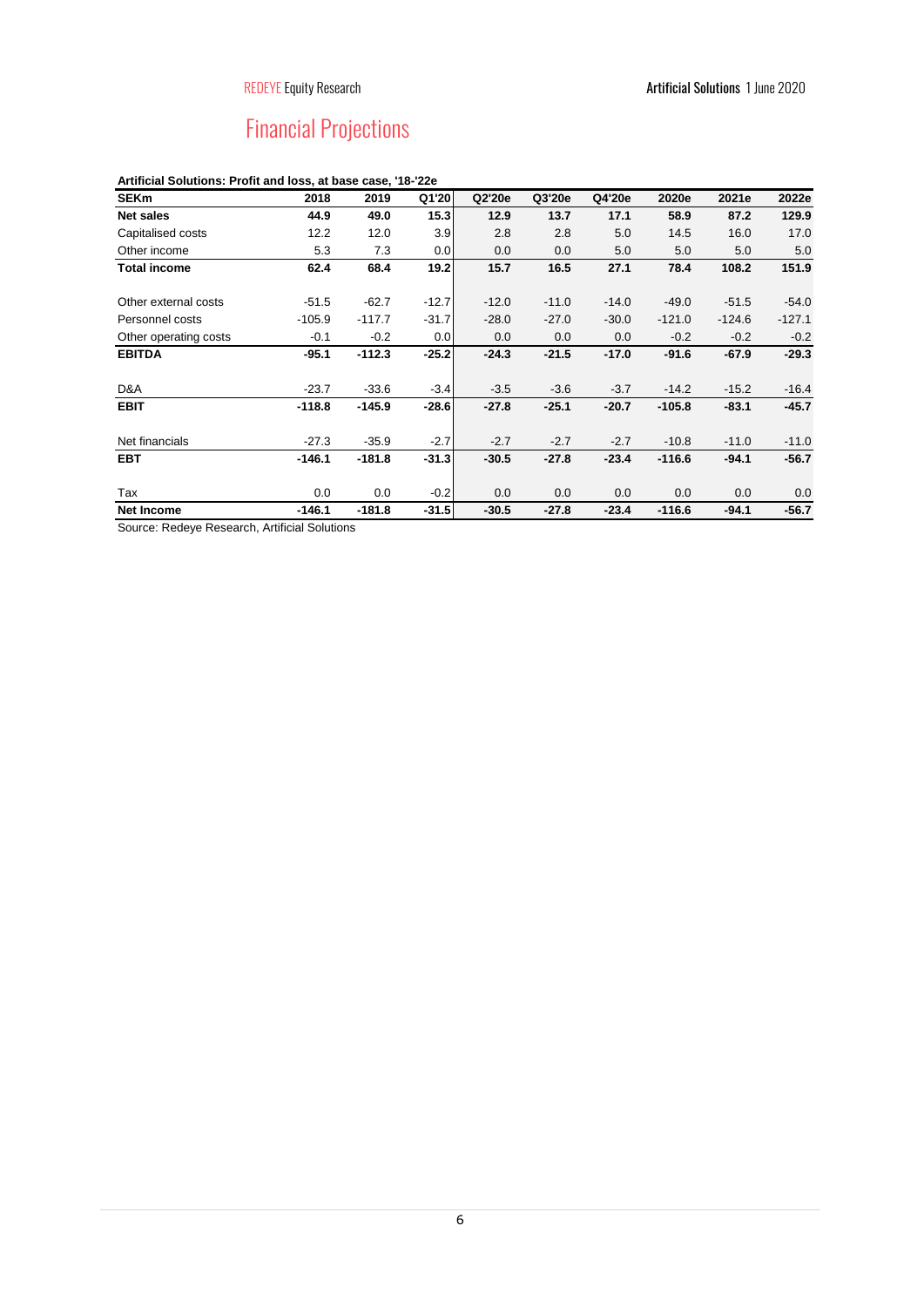# Financial Projections

**Artificial Solutions: Profit and loss, at base case, '18-'22e**

| SEKm | 2018 | 2019 | Q1'20 | Q2'20e | Q3'20e | Q4'20e | 2020e | 2021e | 2022e |
|---|---|---|---|---|---|---|---|---|---|
| **Net sales** | **44.9** | **49.0** | **15.3** | **12.9** | **13.7** | **17.1** | **58.9** | **87.2** | **129.9** |
| Capitalised costs | 12.2 | 12.0 | 3.9 | 2.8 | 2.8 | 5.0 | 14.5 | 16.0 | 17.0 |
| Other income | 5.3 | 7.3 | 0.0 | 0.0 | 0.0 | 5.0 | 5.0 | 5.0 | 5.0 |
| **Total income** | **62.4** | **68.4** | **19.2** | **15.7** | **16.5** | **27.1** | **78.4** | **108.2** | **151.9** |
| | | | | | | | | | |
| Other external costs | -51.5 | -62.7 | -12.7 | -12.0 | -11.0 | -14.0 | -49.0 | -51.5 | -54.0 |
| Personnel costs | -105.9 | -117.7 | -31.7 | -28.0 | -27.0 | -30.0 | -121.0 | -124.6 | -127.1 |
| Other operating costs | -0.1 | -0.2 | 0.0 | 0.0 | 0.0 | 0.0 | -0.2 | -0.2 | -0.2 |
| **EBITDA** | **-95.1** | **-112.3** | **-25.2** | **-24.3** | **-21.5** | **-17.0** | **-91.6** | **-67.9** | **-29.3** |
| | | | | | | | | | |
| D&A | -23.7 | -33.6 | -3.4 | -3.5 | -3.6 | -3.7 | -14.2 | -15.2 | -16.4 |
| **EBIT** | **-118.8** | **-145.9** | **-28.6** | **-27.8** | **-25.1** | **-20.7** | **-105.8** | **-83.1** | **-45.7** |
| | | | | | | | | | |
| Net financials | -27.3 | -35.9 | -2.7 | -2.7 | -2.7 | -2.7 | -10.8 | -11.0 | -11.0 |
| **EBT** | **-146.1** | **-181.8** | **-31.3** | **-30.5** | **-27.8** | **-23.4** | **-116.6** | **-94.1** | **-56.7** |
| | | | | | | | | | |
| Tax | 0.0 | 0.0 | -0.2 | 0.0 | 0.0 | 0.0 | 0.0 | 0.0 | 0.0 |
| **Net Income** | **-146.1** | **-181.8** | **-31.5** | **-30.5** | **-27.8** | **-23.4** | **-116.6** | **-94.1** | **-56.7** |

Source: Redeye Research, Artificial Solutions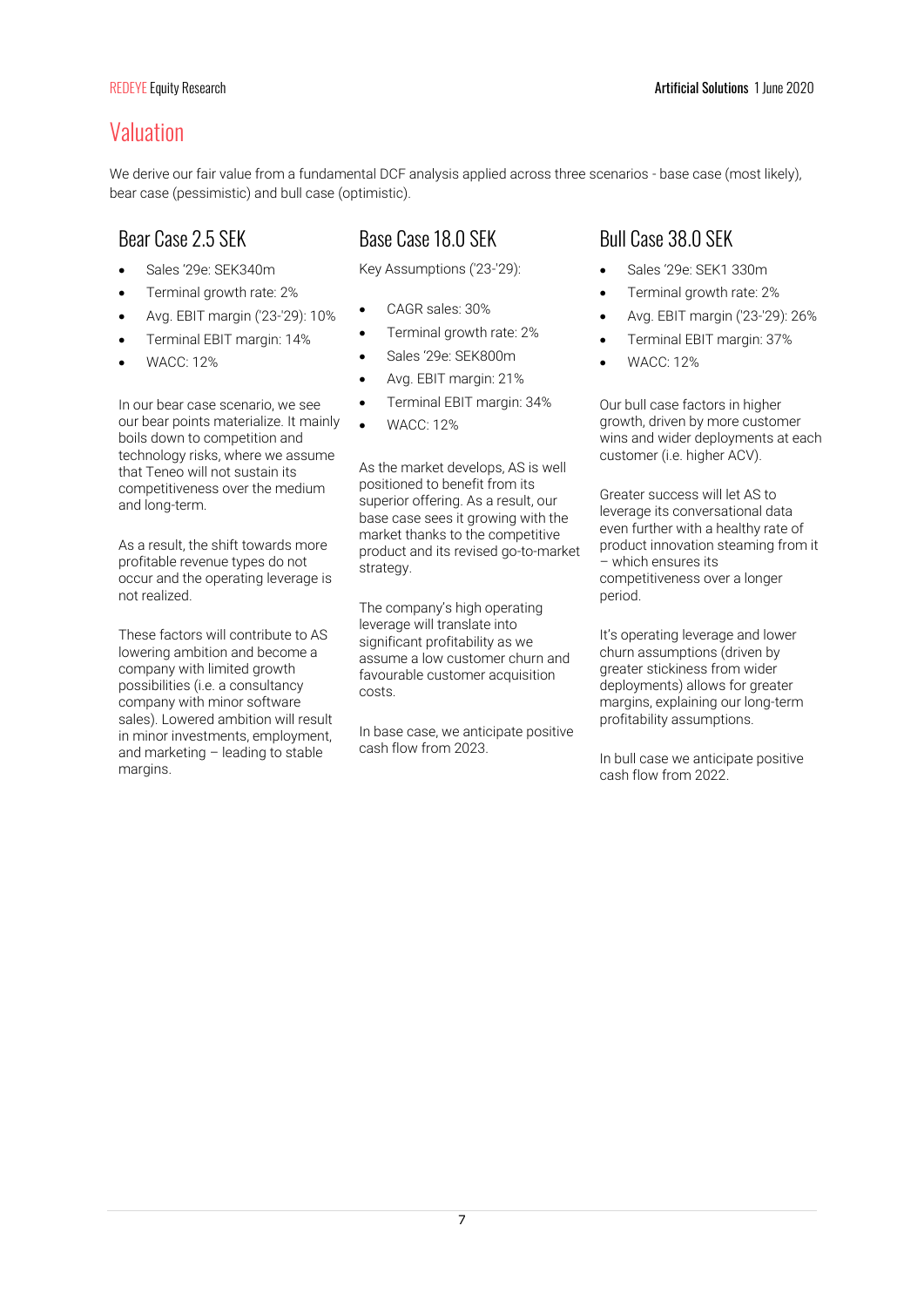# Valuation

We derive our fair value from a fundamental DCF analysis applied across three scenarios - base case (most likely), bear case (pessimistic) and bull case (optimistic).

## Bear Case 2.5 SEK

- Sales '29e: SEK340m
- Terminal growth rate: 2%
- Avg. EBIT margin ('23-'29): 10%
- Terminal EBIT margin: 14%
- WACC: 12%

In our bear case scenario, we see our bear points materialize. It mainly boils down to competition and technology risks, where we assume that Teneo will not sustain its competitiveness over the medium and long-term.

As a result, the shift towards more profitable revenue types do not occur and the operating leverage is not realized.

These factors will contribute to AS lowering ambition and become a company with limited growth possibilities (i.e. a consultancy company with minor software sales). Lowered ambition will result in minor investments, employment, and marketing – leading to stable margins.

## Base Case 18.0 SEK

Key Assumptions ('23-'29):

- CAGR sales: 30%
- Terminal growth rate: 2%
- Sales '29e: SEK800m
- Avg. EBIT margin: 21%
- Terminal EBIT margin: 34%
- WACC: 12%

As the market develops, AS is well positioned to benefit from its superior offering. As a result, our base case sees it growing with the market thanks to the competitive product and its revised go-to-market strategy.

The company's high operating leverage will translate into significant profitability as we assume a low customer churn and favourable customer acquisition costs.

In base case, we anticipate positive cash flow from 2023.

## Bull Case 38.0 SEK

- Sales '29e: SEK1 330m
- Terminal growth rate: 2%
- Avg. EBIT margin ('23-'29): 26%
- Terminal EBIT margin: 37%
- WACC: 12%

Our bull case factors in higher growth, driven by more customer wins and wider deployments at each customer (i.e. higher ACV).

Greater success will let AS to leverage its conversational data even further with a healthy rate of product innovation steaming from it – which ensures its competitiveness over a longer period.

It's operating leverage and lower churn assumptions (driven by greater stickiness from wider deployments) allows for greater margins, explaining our long-term profitability assumptions.

In bull case we anticipate positive cash flow from 2022.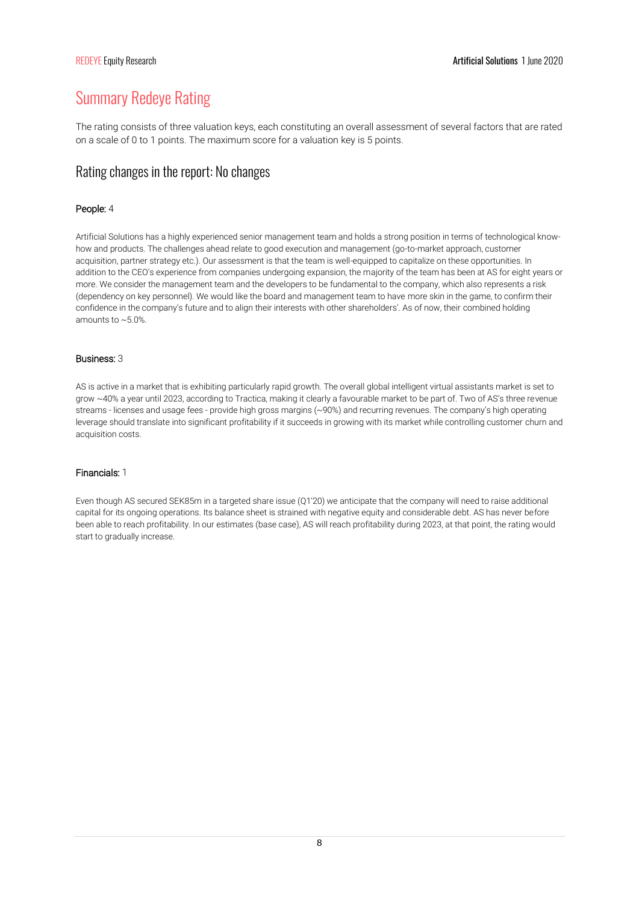# Summary Redeye Rating

The rating consists of three valuation keys, each constituting an overall assessment of several factors that are rated on a scale of 0 to 1 points. The maximum score for a valuation key is 5 points.

## Rating changes in the report: No changes

**People:** 4

Artificial Solutions has a highly experienced senior management team and holds a strong position in terms of technological know-how and products. The challenges ahead relate to good execution and management (go-to-market approach, customer acquisition, partner strategy etc.). Our assessment is that the team is well-equipped to capitalize on these opportunities. In addition to the CEO's experience from companies undergoing expansion, the majority of the team has been at AS for eight years or more. We consider the management team and the developers to be fundamental to the company, which also represents a risk (dependency on key personnel). We would like the board and management team to have more skin in the game, to confirm their confidence in the company's future and to align their interests with other shareholders'. As of now, their combined holding amounts to ~5.0%.

**Business:** 3

AS is active in a market that is exhibiting particularly rapid growth. The overall global intelligent virtual assistants market is set to grow ~40% a year until 2023, according to Tractica, making it clearly a favourable market to be part of. Two of AS's three revenue streams - licenses and usage fees - provide high gross margins (~90%) and recurring revenues. The company's high operating leverage should translate into significant profitability if it succeeds in growing with its market while controlling customer churn and acquisition costs.

**Financials:** 1

Even though AS secured SEK85m in a targeted share issue (Q1'20) we anticipate that the company will need to raise additional capital for its ongoing operations. Its balance sheet is strained with negative equity and considerable debt. AS has never before been able to reach profitability. In our estimates (base case), AS will reach profitability during 2023, at that point, the rating would start to gradually increase.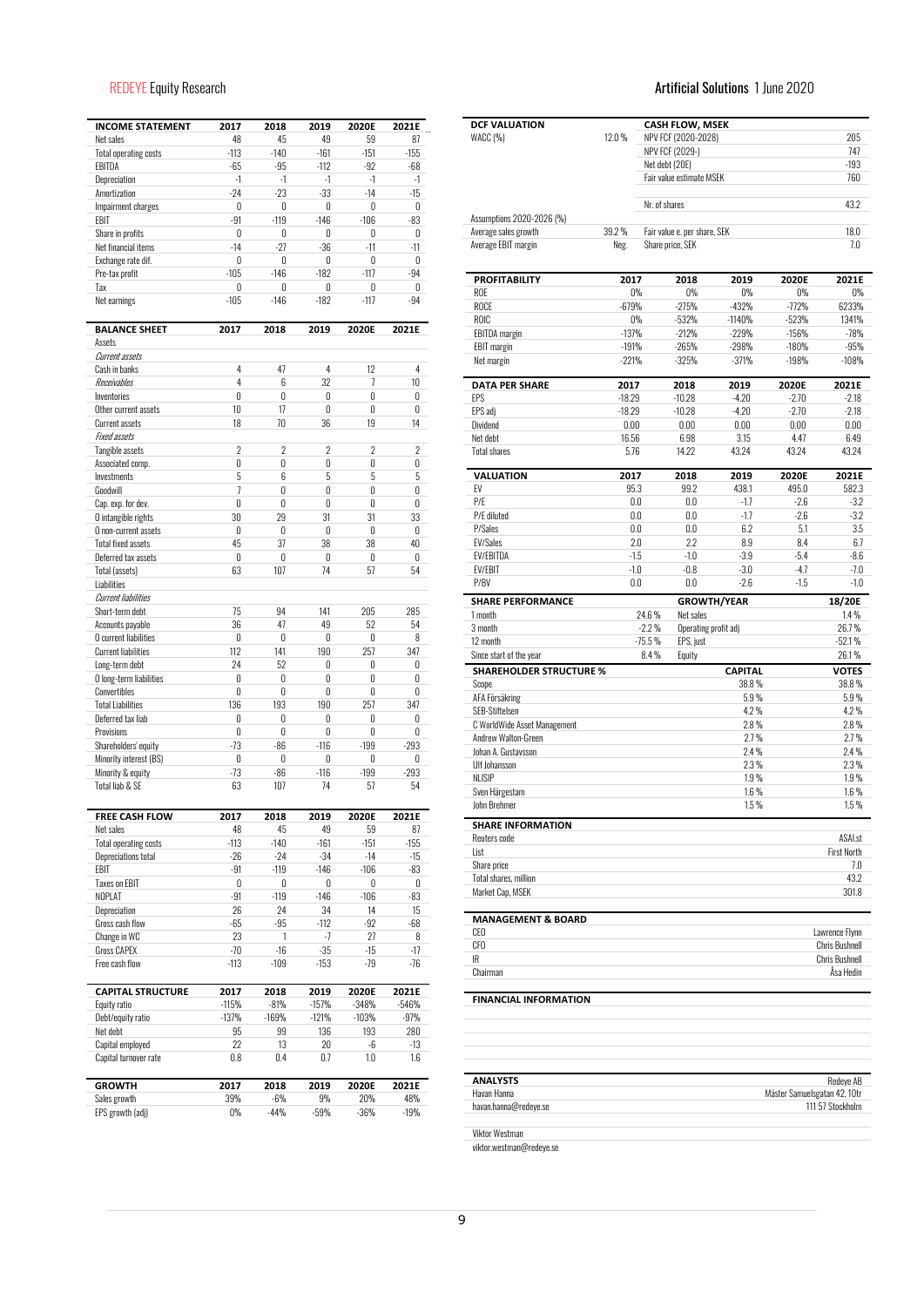| INCOME STATEMENT | 2017 | 2018 | 2019 | 2020E | 2021E |
|---|---|---|---|---|---|
| Net sales | 48 | 45 | 49 | 59 | 87 |
| Total operating costs | -113 | -140 | -161 | -151 | -155 |
| EBITDA | -65 | -95 | -112 | -92 | -68 |
| Depreciation | -1 | -1 | -1 | -1 | -1 |
| Amortization | -24 | -23 | -33 | -14 | -15 |
| Impairment charges | 0 | 0 | 0 | 0 | 0 |
| EBIT | -91 | -119 | -146 | -106 | -83 |
| Share in profits | 0 | 0 | 0 | 0 | 0 |
| Net financial items | -14 | -27 | -36 | -11 | -11 |
| Exchange rate dif. | 0 | 0 | 0 | 0 | 0 |
| Pre-tax profit | -105 | -146 | -182 | -117 | -94 |
| Tax | 0 | 0 | 0 | 0 | 0 |
| Net earnings | -105 | -146 | -182 | -117 | -94 |

| BALANCE SHEET | 2017 | 2018 | 2019 | 2020E | 2021E |
|---|---|---|---|---|---|
| Assets | | | | | |
| *Current assets* | | | | | |
| Cash in banks | 4 | 47 | 4 | 12 | 4 |
| *Receivables* | 4 | 6 | 32 | 7 | 10 |
| Inventories | 0 | 0 | 0 | 0 | 0 |
| Other current assets | 10 | 17 | 0 | 0 | 0 |
| Current assets | 18 | 70 | 36 | 19 | 14 |
| *Fixed assets* | | | | | |
| Tangible assets | 2 | 2 | 2 | 2 | 2 |
| Associated comp. | 0 | 0 | 0 | 0 | 0 |
| Investments | 5 | 6 | 5 | 5 | 5 |
| Goodwill | 7 | 0 | 0 | 0 | 0 |
| Cap. exp. for dev. | 0 | 0 | 0 | 0 | 0 |
| O intangible rights | 30 | 29 | 31 | 31 | 33 |
| O non-current assets | 0 | 0 | 0 | 0 | 0 |
| Total fixed assets | 45 | 37 | 38 | 38 | 40 |
| Deferred tax assets | 0 | 0 | 0 | 0 | 0 |
| Total (assets) | 63 | 107 | 74 | 57 | 54 |
| Liabilities | | | | | |
| *Current liabilities* | | | | | |
| Short-term debt | 75 | 94 | 141 | 205 | 285 |
| Accounts payable | 36 | 47 | 49 | 52 | 54 |
| O current liabilities | 0 | 0 | 0 | 0 | 8 |
| Current liabilities | 112 | 141 | 190 | 257 | 347 |
| Long-term debt | 24 | 52 | 0 | 0 | 0 |
| O long-term liabilities | 0 | 0 | 0 | 0 | 0 |
| Convertibles | 0 | 0 | 0 | 0 | 0 |
| Total Liabilities | 136 | 193 | 190 | 257 | 347 |
| Deferred tax liab | 0 | 0 | 0 | 0 | 0 |
| Provisions | 0 | 0 | 0 | 0 | 0 |
| Shareholders' equity | -73 | -86 | -116 | -199 | -293 |
| Minority interest (BS) | 0 | 0 | 0 | 0 | 0 |
| Minority & equity | -73 | -86 | -116 | -199 | -293 |
| Total liab & SE | 63 | 107 | 74 | 57 | 54 |

| FREE CASH FLOW | 2017 | 2018 | 2019 | 2020E | 2021E |
|---|---|---|---|---|---|
| Net sales | 48 | 45 | 49 | 59 | 87 |
| Total operating costs | -113 | -140 | -161 | -151 | -155 |
| Depreciations total | -26 | -24 | -34 | -14 | -15 |
| EBIT | -91 | -119 | -146 | -106 | -83 |
| Taxes on EBIT | 0 | 0 | 0 | 0 | 0 |
| NOPLAT | -91 | -119 | -146 | -106 | -83 |
| Depreciation | 26 | 24 | 34 | 14 | 15 |
| Gross cash flow | -65 | -95 | -112 | -92 | -68 |
| Change in WC | 23 | 1 | -7 | 27 | 8 |
| Gross CAPEX | -70 | -16 | -35 | -15 | -17 |
| Free cash flow | -113 | -109 | -153 | -79 | -76 |

| CAPITAL STRUCTURE | 2017 | 2018 | 2019 | 2020E | 2021E |
|---|---|---|---|---|---|
| Equity ratio | -115% | -81% | -157% | -348% | -546% |
| Debt/equity ratio | -137% | -169% | -121% | -103% | -97% |
| Net debt | 95 | 99 | 136 | 193 | 280 |
| Capital employed | 22 | 13 | 20 | -6 | -13 |
| Capital turnover rate | 0.8 | 0.4 | 0.7 | 1.0 | 1.6 |

| GROWTH | 2017 | 2018 | 2019 | 2020E | 2021E |
|---|---|---|---|---|---|
| Sales growth | 39% | -6% | 9% | 20% | 48% |
| EPS growth (adj) | 0% | -44% | -59% | -36% | -19% |

| DCF VALUATION | | CASH FLOW, MSEK | |
|---|---|---|---|
| WACC (%) | 12.0 % | NPV FCF (2020-2028) | 205 |
| | | NPV FCF (2029-) | 747 |
| | | Net debt (20E) | -193 |
| | | Fair value estimate MSEK | 760 |
| | | Nr. of shares | 43.2 |
| Assumptions 2020-2026 (%) | | | |
| Average sales growth | 39.2 % | Fair value e. per share, SEK | 18.0 |
| Average EBIT margin | Neg. | Share price, SEK | 7.0 |

| PROFITABILITY | 2017 | 2018 | 2019 | 2020E | 2021E |
|---|---|---|---|---|---|
| ROE | 0% | 0% | 0% | 0% | 0% |
| ROCE | -679% | -275% | -432% | -772% | 6233% |
| ROIC | 0% | -532% | -1140% | -523% | 1341% |
| EBITDA margin | -137% | -212% | -229% | -156% | -78% |
| EBIT margin | -191% | -265% | -298% | -180% | -95% |
| Net margin | -221% | -325% | -371% | -198% | -108% |

| DATA PER SHARE | 2017 | 2018 | 2019 | 2020E | 2021E |
|---|---|---|---|---|---|
| EPS | -18.29 | -10.28 | -4.20 | -2.70 | -2.18 |
| EPS adj | -18.29 | -10.28 | -4.20 | -2.70 | -2.18 |
| Dividend | 0.00 | 0.00 | 0.00 | 0.00 | 0.00 |
| Net debt | 16.56 | 6.98 | 3.15 | 4.47 | 6.49 |
| Total shares | 5.76 | 14.22 | 43.24 | 43.24 | 43.24 |

| VALUATION | 2017 | 2018 | 2019 | 2020E | 2021E |
|---|---|---|---|---|---|
| EV | 95.3 | 99.2 | 438.1 | 495.0 | 582.3 |
| P/E | 0.0 | 0.0 | -1.7 | -2.6 | -3.2 |
| P/E diluted | 0.0 | 0.0 | -1.7 | -2.6 | -3.2 |
| P/Sales | 0.0 | 0.0 | 6.2 | 5.1 | 3.5 |
| EV/Sales | 2.0 | 2.2 | 8.9 | 8.4 | 6.7 |
| EV/EBITDA | -1.5 | -1.0 | -3.9 | -5.4 | -8.6 |
| EV/EBIT | -1.0 | -0.8 | -3.0 | -4.7 | -7.0 |
| P/BV | 0.0 | 0.0 | -2.6 | -1.5 | -1.0 |

| SHARE PERFORMANCE | | GROWTH/YEAR | 18/20E |
|---|---|---|---|
| 1 month | 24.6 % | Net sales | 1.4 % |
| 3 month | -2.2 % | Operating profit adj | 26.7 % |
| 12 month | -75.5 % | EPS, just | -52.1 % |
| Since start of the year | 8.4 % | Equity | 26.1 % |

| SHAREHOLDER STRUCTURE % | CAPITAL | VOTES |
|---|---|---|
| Scope | 38.8 % | 38.8 % |
| AFA Försäkring | 5.9 % | 5.9 % |
| SEB-Stiftelsen | 4.2 % | 4.2 % |
| C WorldWide Asset Management | 2.8 % | 2.8 % |
| Andrew Walton-Green | 2.7 % | 2.7 % |
| Johan A. Gustavsson | 2.4 % | 2.4 % |
| Ulf Johansson | 2.3 % | 2.3 % |
| NLISIP | 1.9 % | 1.9 % |
| Sven Härgestam | 1.6 % | 1.6 % |
| John Brehmer | 1.5 % | 1.5 % |

| SHARE INFORMATION | |
|---|---|
| Reuters code | ASAI.st |
| List | First North |
| Share price | 7.0 |
| Total shares, million | 43.2 |
| Market Cap, MSEK | 301.8 |

| MANAGEMENT & BOARD | |
|---|---|
| CEO | Lawrence Flynn |
| CFO | Chris Bushnell |
| IR | Chris Bushnell |
| Chairman | Åsa Hedin |

**FINANCIAL INFORMATION**

| ANALYSTS | Redeye AB |
|---|---|
| Havan Hanna | Mäster Samuelsgatan 42, 10tr |
| havan.hanna@redeye.se | 111 57 Stockholm |
| Viktor Westman | |
| viktor.westman@redeye.se | |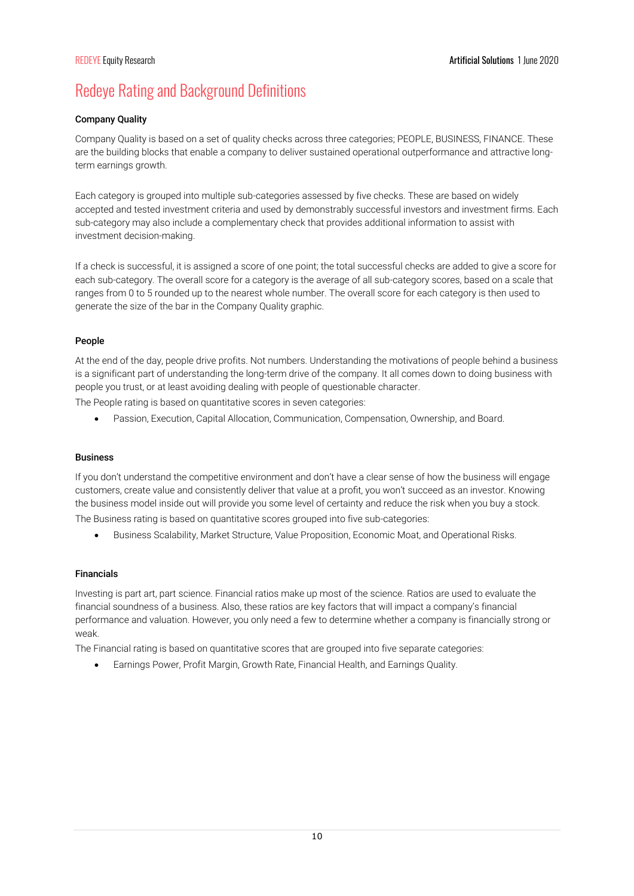# Redeye Rating and Background Definitions

**Company Quality**

Company Quality is based on a set of quality checks across three categories; PEOPLE, BUSINESS, FINANCE. These are the building blocks that enable a company to deliver sustained operational outperformance and attractive long-term earnings growth.

Each category is grouped into multiple sub-categories assessed by five checks. These are based on widely accepted and tested investment criteria and used by demonstrably successful investors and investment firms. Each sub-category may also include a complementary check that provides additional information to assist with investment decision-making.

If a check is successful, it is assigned a score of one point; the total successful checks are added to give a score for each sub-category. The overall score for a category is the average of all sub-category scores, based on a scale that ranges from 0 to 5 rounded up to the nearest whole number. The overall score for each category is then used to generate the size of the bar in the Company Quality graphic.

**People**

At the end of the day, people drive profits. Not numbers. Understanding the motivations of people behind a business is a significant part of understanding the long-term drive of the company. It all comes down to doing business with people you trust, or at least avoiding dealing with people of questionable character.

The People rating is based on quantitative scores in seven categories:

- Passion, Execution, Capital Allocation, Communication, Compensation, Ownership, and Board.

**Business**

If you don't understand the competitive environment and don't have a clear sense of how the business will engage customers, create value and consistently deliver that value at a profit, you won't succeed as an investor. Knowing the business model inside out will provide you some level of certainty and reduce the risk when you buy a stock.

The Business rating is based on quantitative scores grouped into five sub-categories:

- Business Scalability, Market Structure, Value Proposition, Economic Moat, and Operational Risks.

**Financials**

Investing is part art, part science. Financial ratios make up most of the science. Ratios are used to evaluate the financial soundness of a business. Also, these ratios are key factors that will impact a company's financial performance and valuation. However, you only need a few to determine whether a company is financially strong or weak.

The Financial rating is based on quantitative scores that are grouped into five separate categories:

- Earnings Power, Profit Margin, Growth Rate, Financial Health, and Earnings Quality.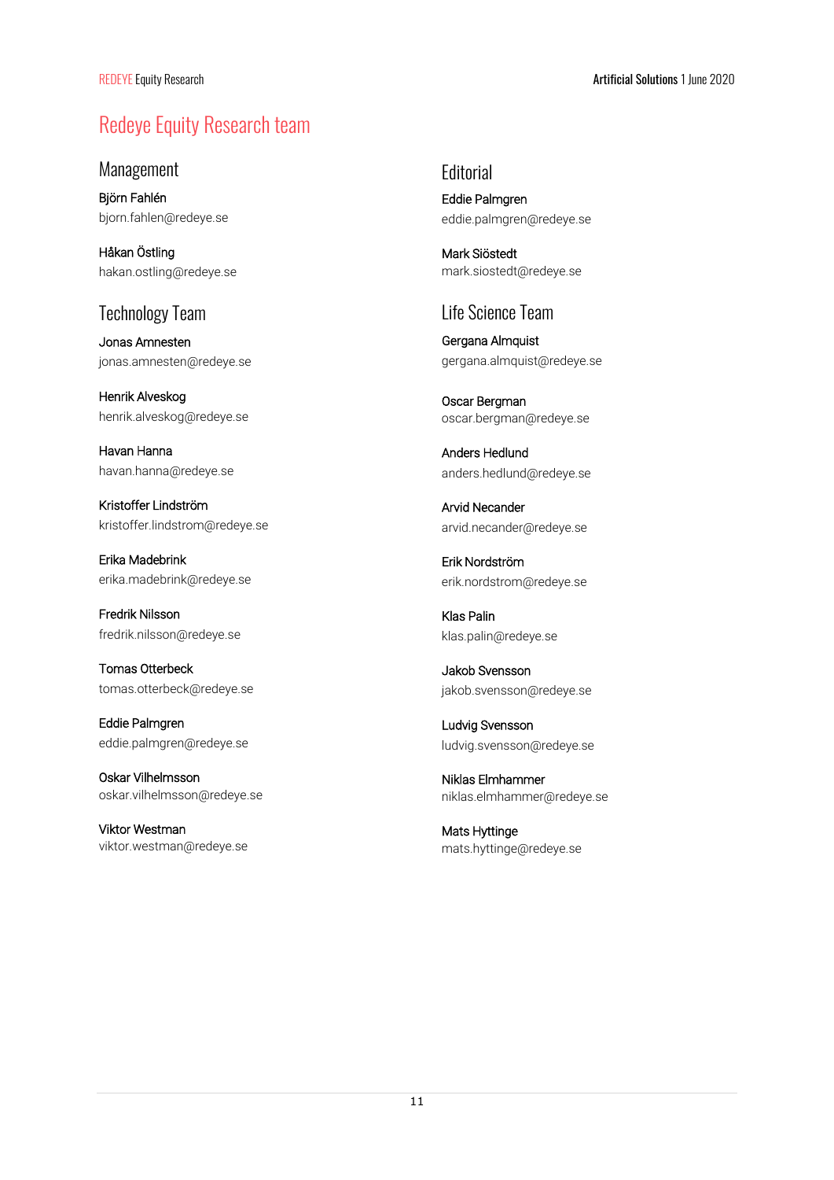# Redeye Equity Research team

## Management

Björn Fahlén
bjorn.fahlen@redeye.se

Håkan Östling
hakan.ostling@redeye.se

## Technology Team

Jonas Amnesten
jonas.amnesten@redeye.se

Henrik Alveskog
henrik.alveskog@redeye.se

Havan Hanna
havan.hanna@redeye.se

Kristoffer Lindström
kristoffer.lindstrom@redeye.se

Erika Madebrink
erika.madebrink@redeye.se

Fredrik Nilsson
fredrik.nilsson@redeye.se

Tomas Otterbeck
tomas.otterbeck@redeye.se

Eddie Palmgren
eddie.palmgren@redeye.se

Oskar Vilhelmsson
oskar.vilhelmsson@redeye.se

Viktor Westman
viktor.westman@redeye.se

## Editorial

Eddie Palmgren
eddie.palmgren@redeye.se

Mark Siöstedt
mark.siostedt@redeye.se

## Life Science Team

Gergana Almquist
gergana.almquist@redeye.se

Oscar Bergman
oscar.bergman@redeye.se

Anders Hedlund
anders.hedlund@redeye.se

Arvid Necander
arvid.necander@redeye.se

Erik Nordström
erik.nordstrom@redeye.se

Klas Palin
klas.palin@redeye.se

Jakob Svensson
jakob.svensson@redeye.se

Ludvig Svensson
ludvig.svensson@redeye.se

Niklas Elmhammer
niklas.elmhammer@redeye.se

Mats Hyttinge
mats.hyttinge@redeye.se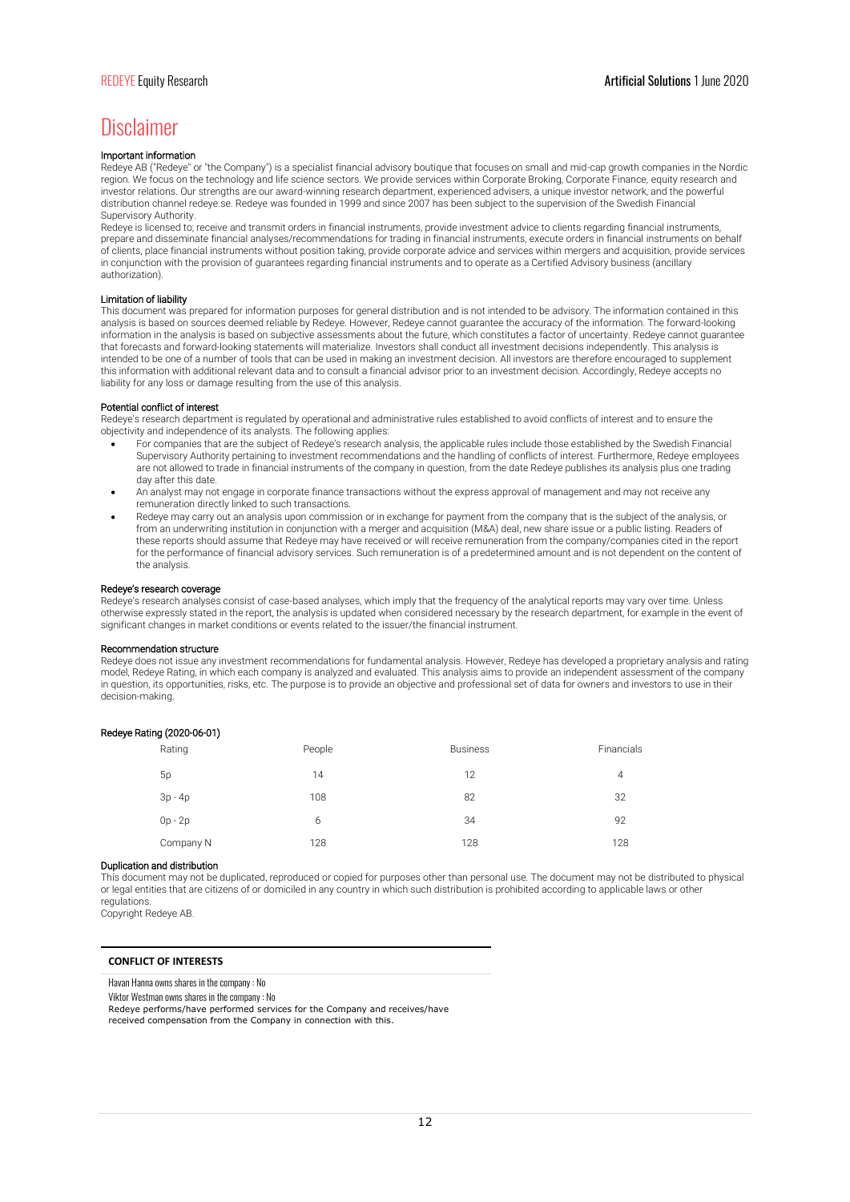# Disclaimer

**Important information**

Redeye AB ("Redeye" or "the Company") is a specialist financial advisory boutique that focuses on small and mid-cap growth companies in the Nordic region. We focus on the technology and life science sectors. We provide services within Corporate Broking, Corporate Finance, equity research and investor relations. Our strengths are our award-winning research department, experienced advisers, a unique investor network, and the powerful distribution channel redeye.se. Redeye was founded in 1999 and since 2007 has been subject to the supervision of the Swedish Financial Supervisory Authority.

Redeye is licensed to; receive and transmit orders in financial instruments, provide investment advice to clients regarding financial instruments, prepare and disseminate financial analyses/recommendations for trading in financial instruments, execute orders in financial instruments on behalf of clients, place financial instruments without position taking, provide corporate advice and services within mergers and acquisition, provide services in conjunction with the provision of guarantees regarding financial instruments and to operate as a Certified Advisory business (ancillary authorization).

**Limitation of liability**

This document was prepared for information purposes for general distribution and is not intended to be advisory. The information contained in this analysis is based on sources deemed reliable by Redeye. However, Redeye cannot guarantee the accuracy of the information. The forward-looking information in the analysis is based on subjective assessments about the future, which constitutes a factor of uncertainty. Redeye cannot guarantee that forecasts and forward-looking statements will materialize. Investors shall conduct all investment decisions independently. This analysis is intended to be one of a number of tools that can be used in making an investment decision. All investors are therefore encouraged to supplement this information with additional relevant data and to consult a financial advisor prior to an investment decision. Accordingly, Redeye accepts no liability for any loss or damage resulting from the use of this analysis.

**Potential conflict of interest**

Redeye's research department is regulated by operational and administrative rules established to avoid conflicts of interest and to ensure the objectivity and independence of its analysts. The following applies:

- For companies that are the subject of Redeye's research analysis, the applicable rules include those established by the Swedish Financial Supervisory Authority pertaining to investment recommendations and the handling of conflicts of interest. Furthermore, Redeye employees are not allowed to trade in financial instruments of the company in question, from the date Redeye publishes its analysis plus one trading day after this date.
- An analyst may not engage in corporate finance transactions without the express approval of management and may not receive any remuneration directly linked to such transactions.
- Redeye may carry out an analysis upon commission or in exchange for payment from the company that is the subject of the analysis, or from an underwriting institution in conjunction with a merger and acquisition (M&A) deal, new share issue or a public listing. Readers of these reports should assume that Redeye may have received or will receive remuneration from the company/companies cited in the report for the performance of financial advisory services. Such remuneration is of a predetermined amount and is not dependent on the content of the analysis.

**Redeye's research coverage**

Redeye's research analyses consist of case-based analyses, which imply that the frequency of the analytical reports may vary over time. Unless otherwise expressly stated in the report, the analysis is updated when considered necessary by the research department, for example in the event of significant changes in market conditions or events related to the issuer/the financial instrument.

**Recommendation structure**

Redeye does not issue any investment recommendations for fundamental analysis. However, Redeye has developed a proprietary analysis and rating model, Redeye Rating, in which each company is analyzed and evaluated. This analysis aims to provide an independent assessment of the company in question, its opportunities, risks, etc. The purpose is to provide an objective and professional set of data for owners and investors to use in their decision-making.

**Redeye Rating (2020-06-01)**

| Rating | People | Business | Financials |
|---|---|---|---|
| 5p | 14 | 12 | 4 |
| 3p - 4p | 108 | 82 | 32 |
| 0p - 2p | 6 | 34 | 92 |
| Company N | 128 | 128 | 128 |

**Duplication and distribution**

This document may not be duplicated, reproduced or copied for purposes other than personal use. The document may not be distributed to physical or legal entities that are citizens of or domiciled in any country in which such distribution is prohibited according to applicable laws or other regulations.

Copyright Redeye AB.

**CONFLICT OF INTERESTS**

Havan Hanna owns shares in the company : No

Viktor Westman owns shares in the company : No

Redeye performs/have performed services for the Company and receives/have received compensation from the Company in connection with this.